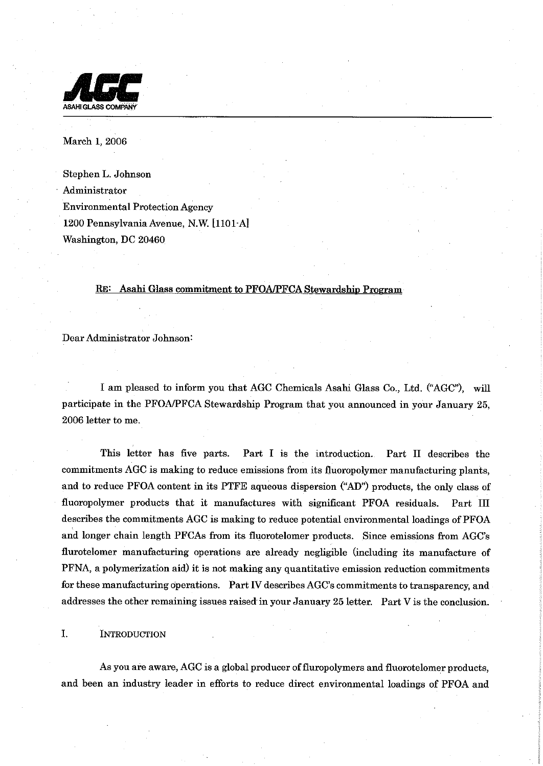AGC

ASAHI GLASS COMPANY

March 1, 2006

Stephen L. Johnson
Administrator
Environmental Protection Agency
1200 Pennsylvania Avenue, N.W. [1101-A]
Washington, DC 20460

RE: Asahi Glass commitment to PFOA/PFCA Stewardship Program

Dear Administrator Johnson:

I am pleased to inform you that AGC Chemicals Asahi Glass Co., Ltd. ("AGC"), will participate in the PFOA/PFCA Stewardship Program that you announced in your January 25, 2006 letter to me.

This letter has five parts. Part I is the introduction. Part II describes the commitments AGC is making to reduce emissions from its fluoropolymer manufacturing plants, and to reduce PFOA content in its PTFE aqueous dispersion ("AD") products, the only class of fluoropolymer products that it manufactures with significant PFOA residuals. Part III describes the commitments AGC is making to reduce potential environmental loadings of PFOA and longer chain length PFCAs from its fluorotelomer products. Since emissions from AGC's flurotelomer manufacturing operations are already negligible (including its manufacture of PFNA, a polymerization aid) it is not making any quantitative emission reduction commitments for these manufacturing operations. Part IV describes AGC's commitments to transparency, and addresses the other remaining issues raised in your January 25 letter. Part V is the conclusion.

## I. INTRODUCTION

As you are aware, AGC is a global producer of fluropolymers and fluorotelomer products, and been an industry leader in efforts to reduce direct environmental loadings of PFOA and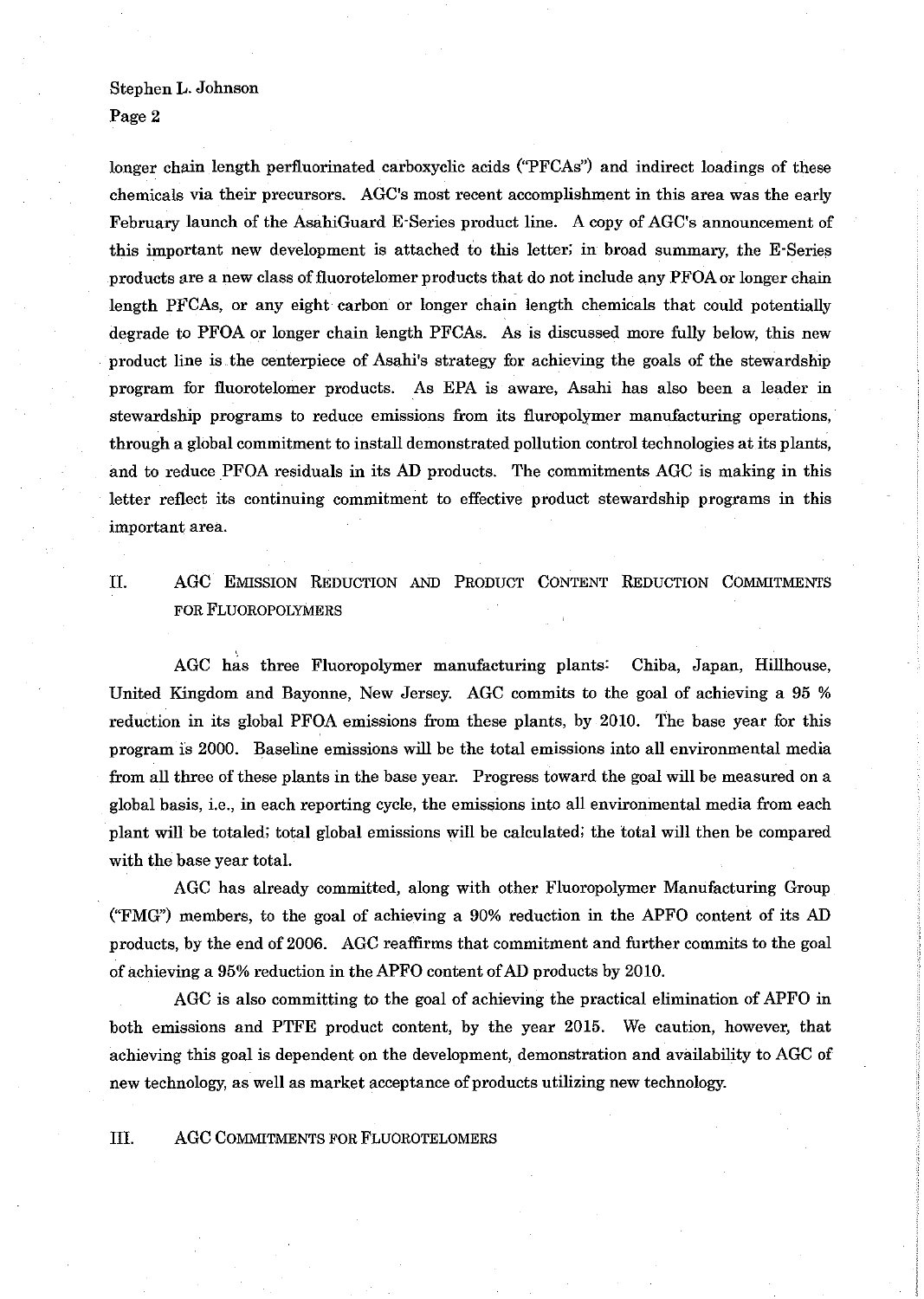longer chain length perfluorinated carboxcylic acids ("PFCAs") and indirect loadings of these chemicals via their precursors. AGC's most recent accomplishment in this area was the early February launch of the AsahiGuard E-Series product line. A copy of AGC's announcement of this important new development is attached to this letter; in broad summary, the E-Series products are a new class of fluorotelomer products that do not include any PFOA or longer chain length PFCAs, or any eight carbon or longer chain length chemicals that could potentially degrade to PFOA or longer chain length PFCAs. As is discussed more fully below, this new product line is the centerpiece of Asahi's strategy for achieving the goals of the stewardship program for fluorotelomer products. As EPA is aware, Asahi has also been a leader in stewardship programs to reduce emissions from its fluropolymer manufacturing operations, through a global commitment to install demonstrated pollution control technologies at its plants, and to reduce PFOA residuals in its AD products. The commitments AGC is making in this letter reflect its continuing commitment to effective product stewardship programs in this important area.

## II. AGC Emission Reduction and Product Content Reduction Commitments for Fluoropolymers

AGC has three Fluoropolymer manufacturing plants: Chiba, Japan, Hillhouse, United Kingdom and Bayonne, New Jersey. AGC commits to the goal of achieving a 95 % reduction in its global PFOA emissions from these plants, by 2010. The base year for this program is 2000. Baseline emissions will be the total emissions into all environmental media from all three of these plants in the base year. Progress toward the goal will be measured on a global basis, i.e., in each reporting cycle, the emissions into all environmental media from each plant will be totaled; total global emissions will be calculated; the total will then be compared with the base year total.

AGC has already committed, along with other Fluoropolymer Manufacturing Group ("FMG") members, to the goal of achieving a 90% reduction in the APFO content of its AD products, by the end of 2006. AGC reaffirms that commitment and further commits to the goal of achieving a 95% reduction in the APFO content of AD products by 2010.

AGC is also committing to the goal of achieving the practical elimination of APFO in both emissions and PTFE product content, by the year 2015. We caution, however, that achieving this goal is dependent on the development, demonstration and availability to AGC of new technology, as well as market acceptance of products utilizing new technology.

## III. AGC Commitments for Fluorotelomers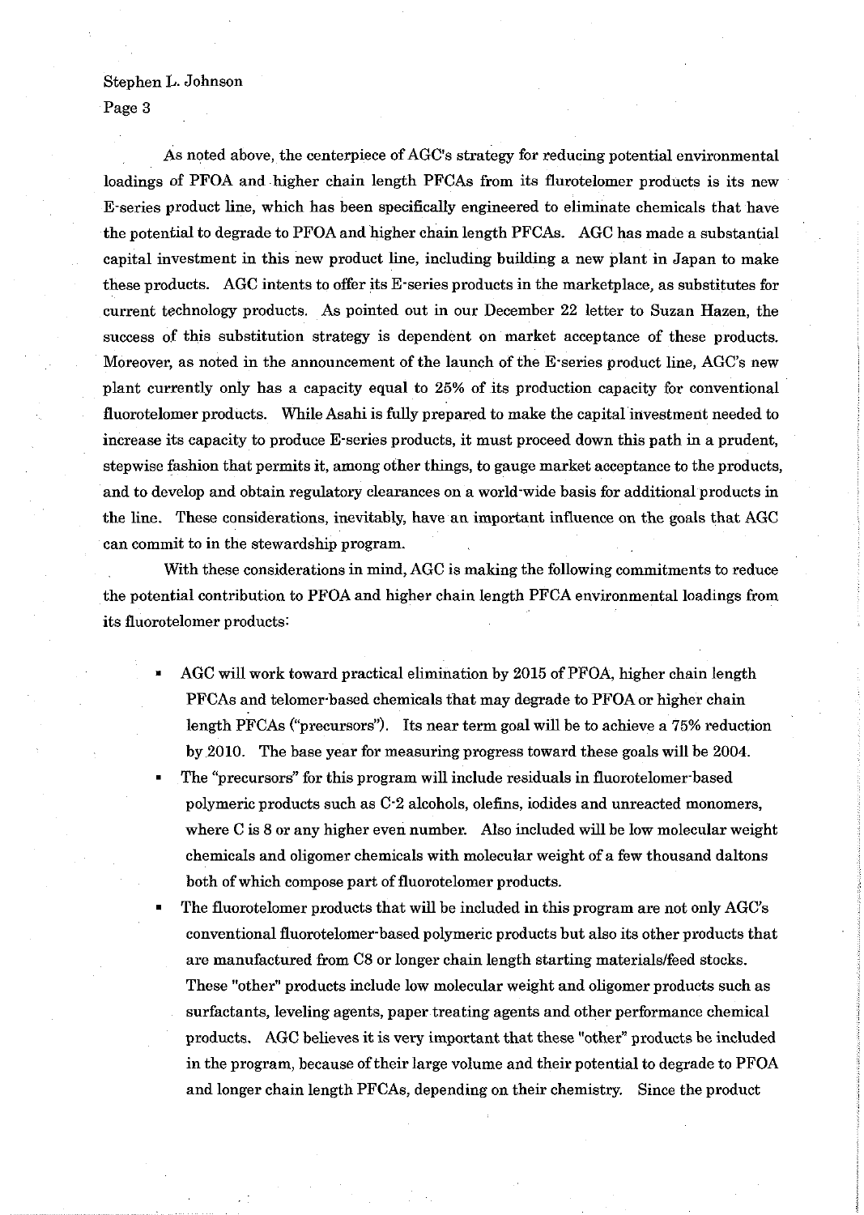As noted above, the centerpiece of AGC's strategy for reducing potential environmental loadings of PFOA and higher chain length PFCAs from its flurotelomer products is its new E-series product line, which has been specifically engineered to eliminate chemicals that have the potential to degrade to PFOA and higher chain length PFCAs. AGC has made a substantial capital investment in this new product line, including building a new plant in Japan to make these products. AGC intents to offer its E-series products in the marketplace, as substitutes for current technology products. As pointed out in our December 22 letter to Suzan Hazen, the success of this substitution strategy is dependent on market acceptance of these products. Moreover, as noted in the announcement of the launch of the E-series product line, AGC's new plant currently only has a capacity equal to 25% of its production capacity for conventional fluorotelomer products. While Asahi is fully prepared to make the capital investment needed to increase its capacity to produce E-series products, it must proceed down this path in a prudent, stepwise fashion that permits it, among other things, to gauge market acceptance to the products, and to develop and obtain regulatory clearances on a world-wide basis for additional products in the line. These considerations, inevitably, have an important influence on the goals that AGC can commit to in the stewardship program.

With these considerations in mind, AGC is making the following commitments to reduce the potential contribution to PFOA and higher chain length PFCA environmental loadings from its fluorotelomer products:

- AGC will work toward practical elimination by 2015 of PFOA, higher chain length PFCAs and telomer-based chemicals that may degrade to PFOA or higher chain length PFCAs ("precursors"). Its near term goal will be to achieve a 75% reduction by 2010. The base year for measuring progress toward these goals will be 2004.
- The "precursors" for this program will include residuals in fluorotelomer-based polymeric products such as C-2 alcohols, olefins, iodides and unreacted monomers, where C is 8 or any higher even number. Also included will be low molecular weight chemicals and oligomer chemicals with molecular weight of a few thousand daltons both of which compose part of fluorotelomer products.
- The fluorotelomer products that will be included in this program are not only AGC's conventional fluorotelomer-based polymeric products but also its other products that are manufactured from C8 or longer chain length starting materials/feed stocks. These "other" products include low molecular weight and oligomer products such as surfactants, leveling agents, paper treating agents and other performance chemical products. AGC believes it is very important that these "other" products be included in the program, because of their large volume and their potential to degrade to PFOA and longer chain length PFCAs, depending on their chemistry. Since the product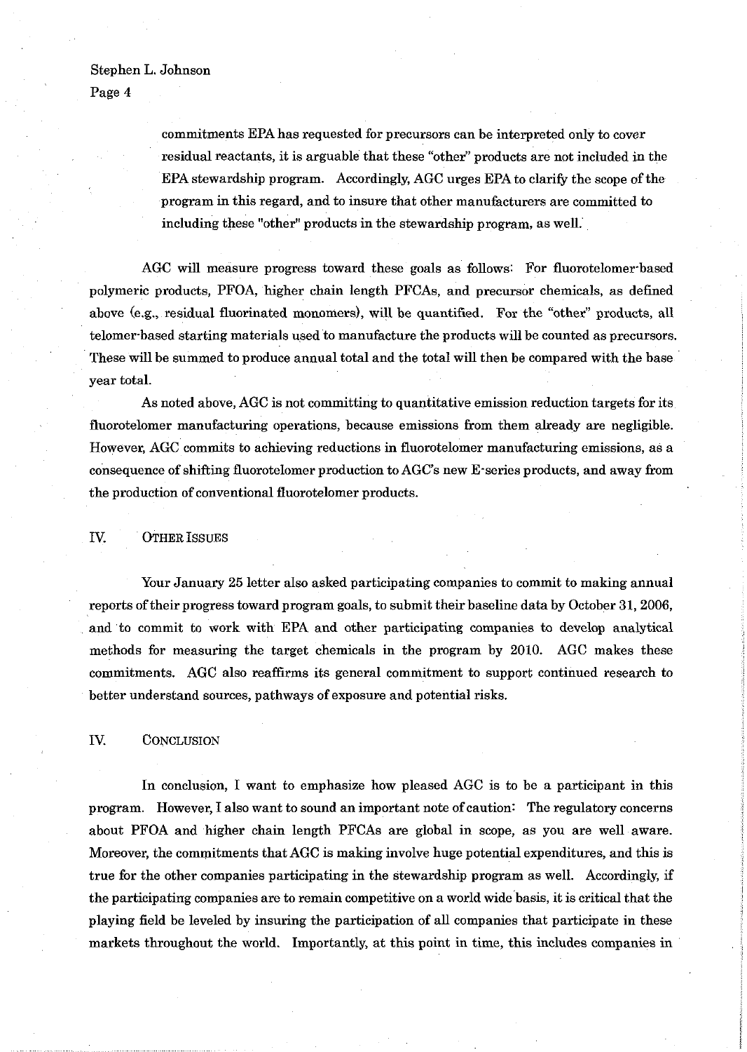commitments EPA has requested for precursors can be interpreted only to cover residual reactants, it is arguable that these "other" products are not included in the EPA stewardship program. Accordingly, AGC urges EPA to clarify the scope of the program in this regard, and to insure that other manufacturers are committed to including these "other" products in the stewardship program, as well.

AGC will measure progress toward these goals as follows: For fluorotelomer-based polymeric products, PFOA, higher chain length PFCAs, and precursor chemicals, as defined above (e.g., residual fluorinated monomers), will be quantified. For the "other" products, all telomer-based starting materials used to manufacture the products will be counted as precursors. These will be summed to produce annual total and the total will then be compared with the base year total.

As noted above, AGC is not committing to quantitative emission reduction targets for its fluorotelomer manufacturing operations, because emissions from them already are negligible. However, AGC commits to achieving reductions in fluorotelomer manufacturing emissions, as a consequence of shifting fluorotelomer production to AGC's new E-series products, and away from the production of conventional fluorotelomer products.

## IV. OTHER ISSUES

Your January 25 letter also asked participating companies to commit to making annual reports of their progress toward program goals, to submit their baseline data by October 31, 2006, and to commit to work with EPA and other participating companies to develop analytical methods for measuring the target chemicals in the program by 2010. AGC makes these commitments. AGC also reaffirms its general commitment to support continued research to better understand sources, pathways of exposure and potential risks.

## IV. CONCLUSION

In conclusion, I want to emphasize how pleased AGC is to be a participant in this program. However, I also want to sound an important note of caution: The regulatory concerns about PFOA and higher chain length PFCAs are global in scope, as you are well aware. Moreover, the commitments that AGC is making involve huge potential expenditures, and this is true for the other companies participating in the stewardship program as well. Accordingly, if the participating companies are to remain competitive on a world wide basis, it is critical that the playing field be leveled by insuring the participation of all companies that participate in these markets throughout the world. Importantly, at this point in time, this includes companies in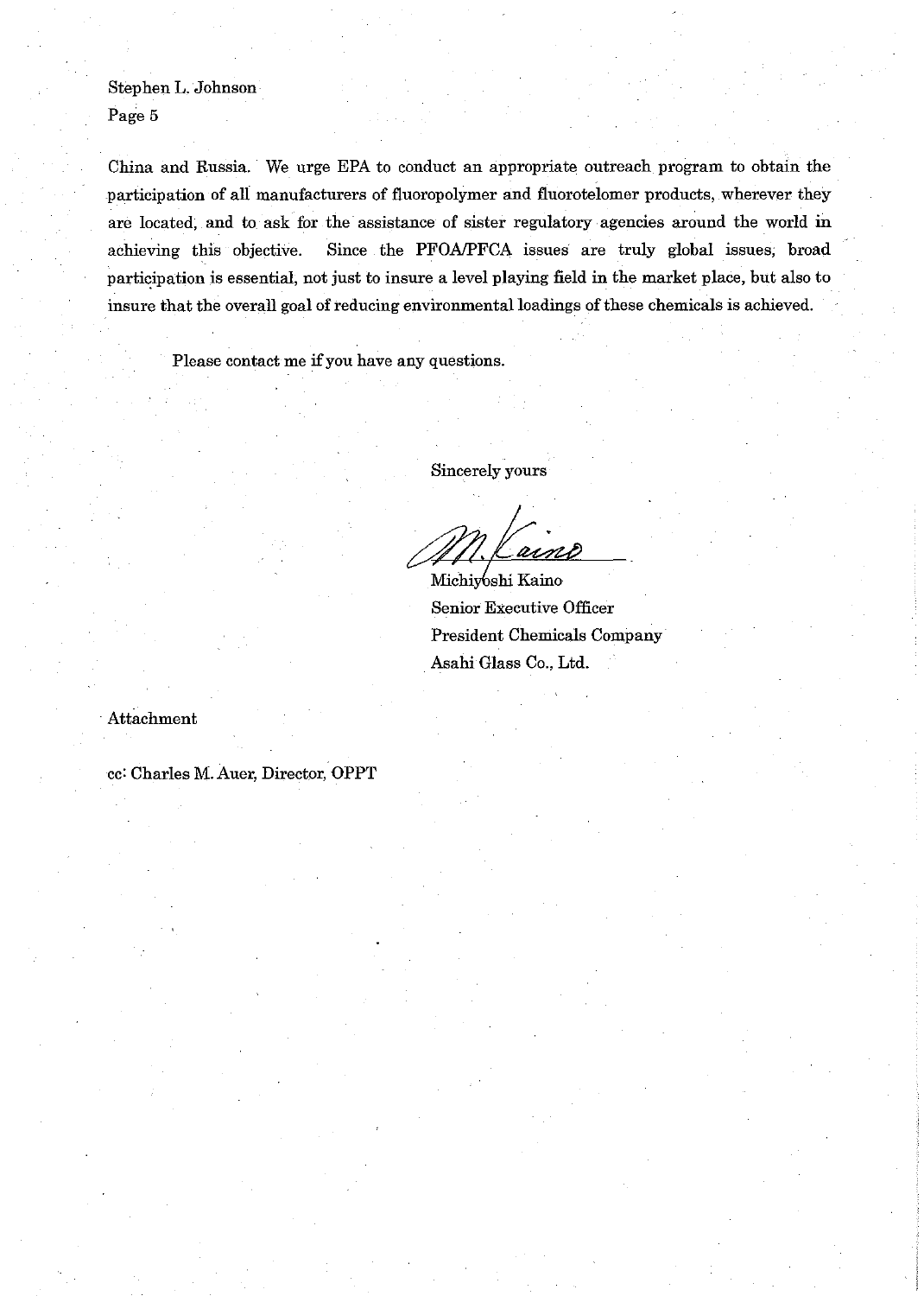Stephen L. Johnson
Page 5

China and Russia. We urge EPA to conduct an appropriate outreach program to obtain the participation of all manufacturers of fluoropolymer and fluorotelomer products, wherever they are located, and to ask for the assistance of sister regulatory agencies around the world in achieving this objective. Since the PFOA/PFCA issues are truly global issues, broad participation is essential, not just to insure a level playing field in the market place, but also to insure that the overall goal of reducing environmental loadings of these chemicals is achieved.

Please contact me if you have any questions.

Sincerely yours

M. Kaino

Michiyoshi Kaino
Senior Executive Officer
President Chemicals Company
Asahi Glass Co., Ltd.

Attachment

cc: Charles M. Auer, Director, OPPT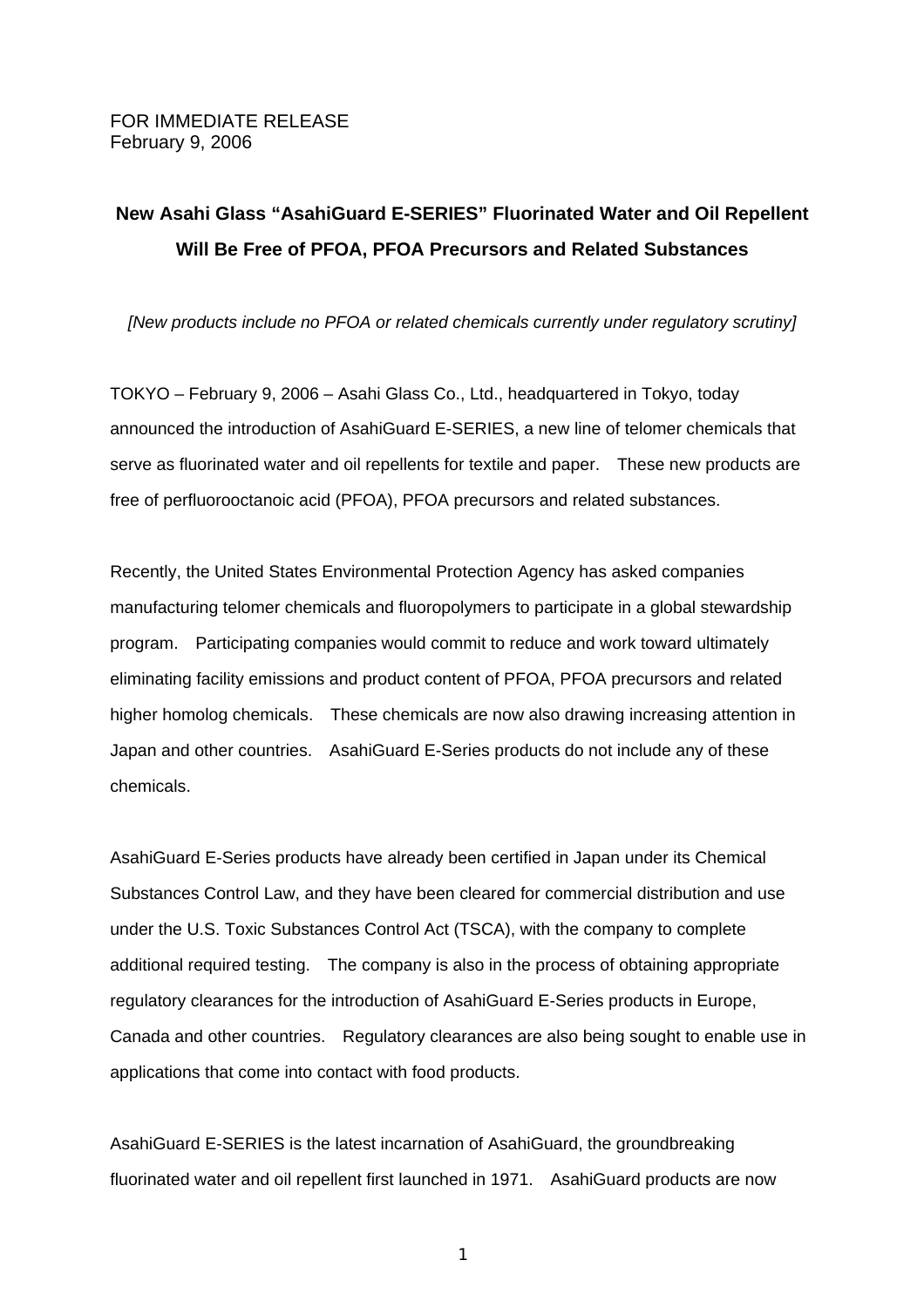FOR IMMEDIATE RELEASE
February 9, 2006

# New Asahi Glass "AsahiGuard E-SERIES" Fluorinated Water and Oil Repellent Will Be Free of PFOA, PFOA Precursors and Related Substances

*[New products include no PFOA or related chemicals currently under regulatory scrutiny]*

TOKYO – February 9, 2006 – Asahi Glass Co., Ltd., headquartered in Tokyo, today announced the introduction of AsahiGuard E-SERIES, a new line of telomer chemicals that serve as fluorinated water and oil repellents for textile and paper. These new products are free of perfluorooctanoic acid (PFOA), PFOA precursors and related substances.

Recently, the United States Environmental Protection Agency has asked companies manufacturing telomer chemicals and fluoropolymers to participate in a global stewardship program. Participating companies would commit to reduce and work toward ultimately eliminating facility emissions and product content of PFOA, PFOA precursors and related higher homolog chemicals. These chemicals are now also drawing increasing attention in Japan and other countries. AsahiGuard E-Series products do not include any of these chemicals.

AsahiGuard E-Series products have already been certified in Japan under its Chemical Substances Control Law, and they have been cleared for commercial distribution and use under the U.S. Toxic Substances Control Act (TSCA), with the company to complete additional required testing. The company is also in the process of obtaining appropriate regulatory clearances for the introduction of AsahiGuard E-Series products in Europe, Canada and other countries. Regulatory clearances are also being sought to enable use in applications that come into contact with food products.

AsahiGuard E-SERIES is the latest incarnation of AsahiGuard, the groundbreaking fluorinated water and oil repellent first launched in 1971. AsahiGuard products are now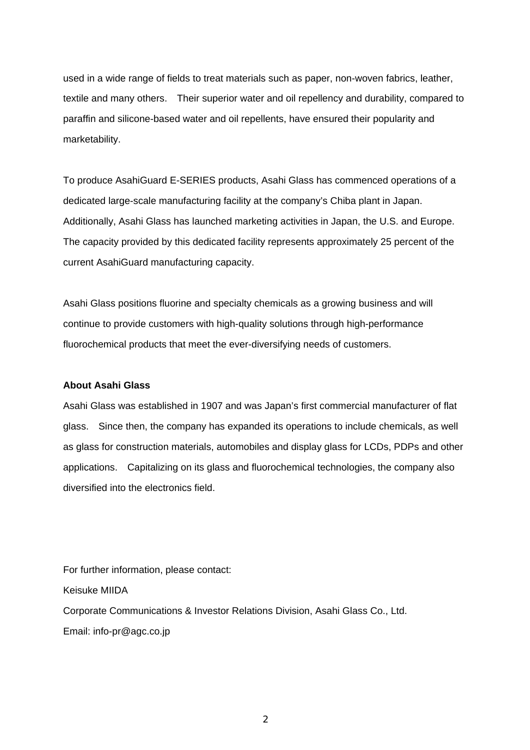used in a wide range of fields to treat materials such as paper, non-woven fabrics, leather, textile and many others. Their superior water and oil repellency and durability, compared to paraffin and silicone-based water and oil repellents, have ensured their popularity and marketability.

To produce AsahiGuard E-SERIES products, Asahi Glass has commenced operations of a dedicated large-scale manufacturing facility at the company's Chiba plant in Japan. Additionally, Asahi Glass has launched marketing activities in Japan, the U.S. and Europe. The capacity provided by this dedicated facility represents approximately 25 percent of the current AsahiGuard manufacturing capacity.

Asahi Glass positions fluorine and specialty chemicals as a growing business and will continue to provide customers with high-quality solutions through high-performance fluorochemical products that meet the ever-diversifying needs of customers.

**About Asahi Glass**

Asahi Glass was established in 1907 and was Japan's first commercial manufacturer of flat glass. Since then, the company has expanded its operations to include chemicals, as well as glass for construction materials, automobiles and display glass for LCDs, PDPs and other applications. Capitalizing on its glass and fluorochemical technologies, the company also diversified into the electronics field.

For further information, please contact:

Keisuke MIIDA

Corporate Communications & Investor Relations Division, Asahi Glass Co., Ltd.

Email: info-pr@agc.co.jp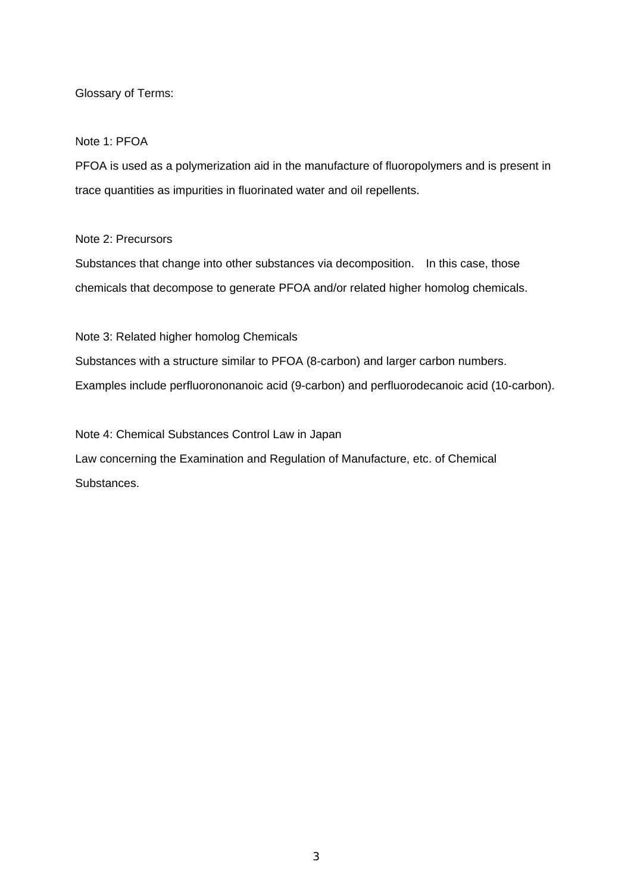Glossary of Terms:

Note 1: PFOA

PFOA is used as a polymerization aid in the manufacture of fluoropolymers and is present in trace quantities as impurities in fluorinated water and oil repellents.

Note 2: Precursors

Substances that change into other substances via decomposition. In this case, those chemicals that decompose to generate PFOA and/or related higher homolog chemicals.

Note 3: Related higher homolog Chemicals

Substances with a structure similar to PFOA (8-carbon) and larger carbon numbers. Examples include perfluorononanoic acid (9-carbon) and perfluorodecanoic acid (10-carbon).

Note 4: Chemical Substances Control Law in Japan

Law concerning the Examination and Regulation of Manufacture, etc. of Chemical Substances.